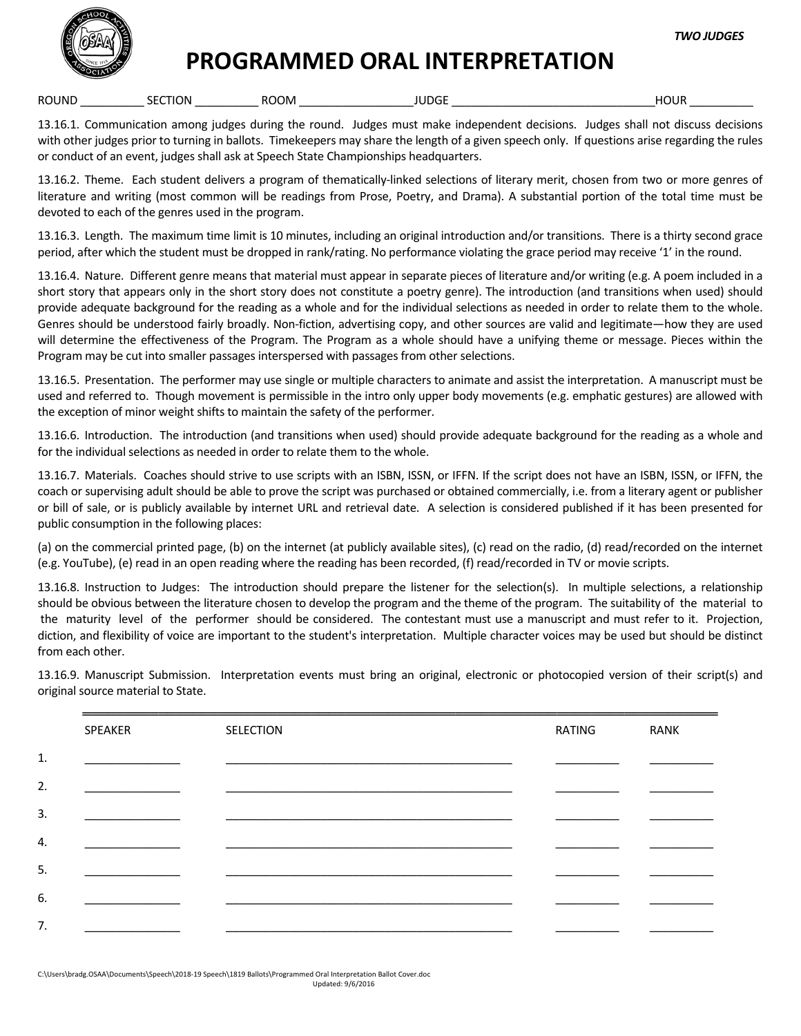***TWO JUDGES***

# PROGRAMMED ORAL INTERPRETATION

ROUND __________ SECTION __________ ROOM __________________JUDGE ________________________________HOUR __________

13.16.1. Communication among judges during the round. Judges must make independent decisions. Judges shall not discuss decisions with other judges prior to turning in ballots. Timekeepers may share the length of a given speech only. If questions arise regarding the rules or conduct of an event, judges shall ask at Speech State Championships headquarters.

13.16.2. Theme. Each student delivers a program of thematically-linked selections of literary merit, chosen from two or more genres of literature and writing (most common will be readings from Prose, Poetry, and Drama). A substantial portion of the total time must be devoted to each of the genres used in the program.

13.16.3. Length. The maximum time limit is 10 minutes, including an original introduction and/or transitions. There is a thirty second grace period, after which the student must be dropped in rank/rating. No performance violating the grace period may receive '1' in the round.

13.16.4. Nature. Different genre means that material must appear in separate pieces of literature and/or writing (e.g. A poem included in a short story that appears only in the short story does not constitute a poetry genre). The introduction (and transitions when used) should provide adequate background for the reading as a whole and for the individual selections as needed in order to relate them to the whole. Genres should be understood fairly broadly. Non-fiction, advertising copy, and other sources are valid and legitimate—how they are used will determine the effectiveness of the Program. The Program as a whole should have a unifying theme or message. Pieces within the Program may be cut into smaller passages interspersed with passages from other selections.

13.16.5. Presentation. The performer may use single or multiple characters to animate and assist the interpretation. A manuscript must be used and referred to. Though movement is permissible in the intro only upper body movements (e.g. emphatic gestures) are allowed with the exception of minor weight shifts to maintain the safety of the performer.

13.16.6. Introduction. The introduction (and transitions when used) should provide adequate background for the reading as a whole and for the individual selections as needed in order to relate them to the whole.

13.16.7. Materials. Coaches should strive to use scripts with an ISBN, ISSN, or IFFN. If the script does not have an ISBN, ISSN, or IFFN, the coach or supervising adult should be able to prove the script was purchased or obtained commercially, i.e. from a literary agent or publisher or bill of sale, or is publicly available by internet URL and retrieval date. A selection is considered published if it has been presented for public consumption in the following places:

(a) on the commercial printed page, (b) on the internet (at publicly available sites), (c) read on the radio, (d) read/recorded on the internet (e.g. YouTube), (e) read in an open reading where the reading has been recorded, (f) read/recorded in TV or movie scripts.

13.16.8. Instruction to Judges: The introduction should prepare the listener for the selection(s). In multiple selections, a relationship should be obvious between the literature chosen to develop the program and the theme of the program. The suitability of the material to the maturity level of the performer should be considered. The contestant must use a manuscript and must refer to it. Projection, diction, and flexibility of voice are important to the student's interpretation. Multiple character voices may be used but should be distinct from each other.

13.16.9. Manuscript Submission. Interpretation events must bring an original, electronic or photocopied version of their script(s) and original source material to State.

| | SPEAKER | SELECTION | RATING | RANK |
|---|---|---|---|---|
| 1. | | | | |
| 2. | | | | |
| 3. | | | | |
| 4. | | | | |
| 5. | | | | |
| 6. | | | | |
| 7. | | | | |

C:\Users\bradg.OSAA\Documents\Speech\2018-19 Speech\1819 Ballots\Programmed Oral Interpretation Ballot Cover.doc
Updated: 9/6/2016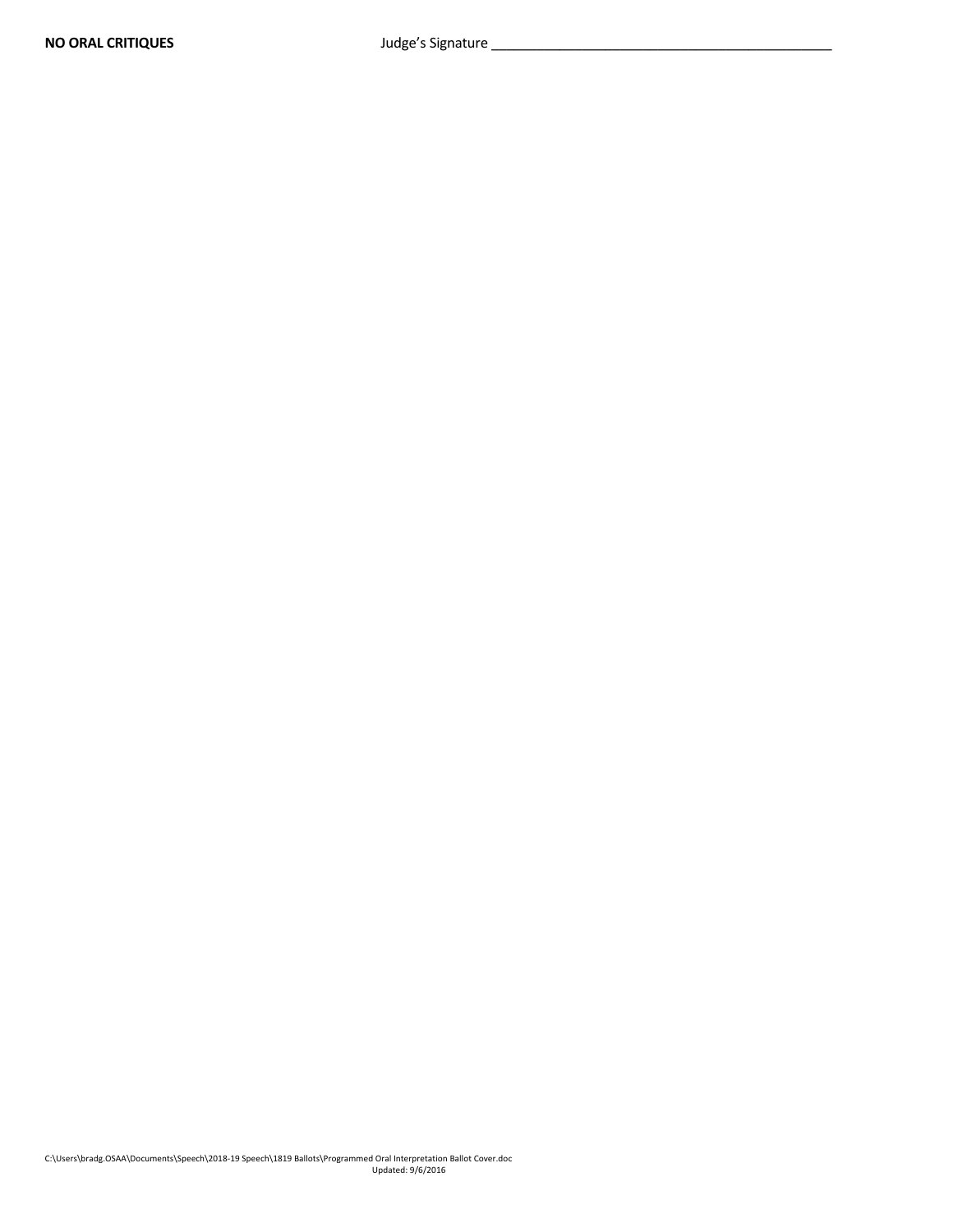**NO ORAL CRITIQUES** Judge's Signature _______________________________________________

C:\Users\bradg.OSAA\Documents\Speech\2018-19 Speech\1819 Ballots\Programmed Oral Interpretation Ballot Cover.doc
Updated: 9/6/2016